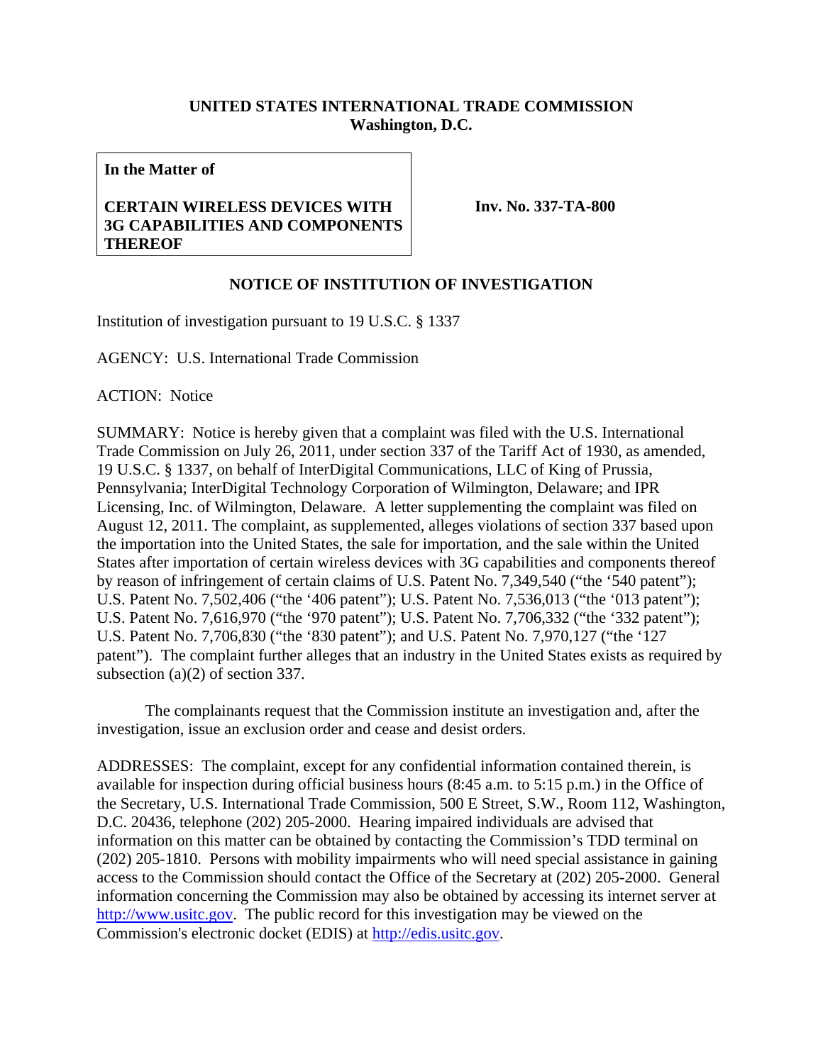**UNITED STATES INTERNATIONAL TRADE COMMISSION**
**Washington, D.C.**

| **In the Matter of** **CERTAIN WIRELESS DEVICES WITH 3G CAPABILITIES AND COMPONENTS THEREOF** | **Inv. No. 337-TA-800** |
|---|---|

**NOTICE OF INSTITUTION OF INVESTIGATION**

Institution of investigation pursuant to 19 U.S.C. § 1337

AGENCY: U.S. International Trade Commission

ACTION: Notice

SUMMARY: Notice is hereby given that a complaint was filed with the U.S. International Trade Commission on July 26, 2011, under section 337 of the Tariff Act of 1930, as amended, 19 U.S.C. § 1337, on behalf of InterDigital Communications, LLC of King of Prussia, Pennsylvania; InterDigital Technology Corporation of Wilmington, Delaware; and IPR Licensing, Inc. of Wilmington, Delaware. A letter supplementing the complaint was filed on August 12, 2011. The complaint, as supplemented, alleges violations of section 337 based upon the importation into the United States, the sale for importation, and the sale within the United States after importation of certain wireless devices with 3G capabilities and components thereof by reason of infringement of certain claims of U.S. Patent No. 7,349,540 ("the '540 patent"); U.S. Patent No. 7,502,406 ("the '406 patent"); U.S. Patent No. 7,536,013 ("the '013 patent"); U.S. Patent No. 7,616,970 ("the '970 patent"); U.S. Patent No. 7,706,332 ("the '332 patent"); U.S. Patent No. 7,706,830 ("the '830 patent"); and U.S. Patent No. 7,970,127 ("the '127 patent"). The complaint further alleges that an industry in the United States exists as required by subsection (a)(2) of section 337.

The complainants request that the Commission institute an investigation and, after the investigation, issue an exclusion order and cease and desist orders.

ADDRESSES: The complaint, except for any confidential information contained therein, is available for inspection during official business hours (8:45 a.m. to 5:15 p.m.) in the Office of the Secretary, U.S. International Trade Commission, 500 E Street, S.W., Room 112, Washington, D.C. 20436, telephone (202) 205-2000. Hearing impaired individuals are advised that information on this matter can be obtained by contacting the Commission's TDD terminal on (202) 205-1810. Persons with mobility impairments who will need special assistance in gaining access to the Commission should contact the Office of the Secretary at (202) 205-2000. General information concerning the Commission may also be obtained by accessing its internet server at http://www.usitc.gov. The public record for this investigation may be viewed on the Commission's electronic docket (EDIS) at http://edis.usitc.gov.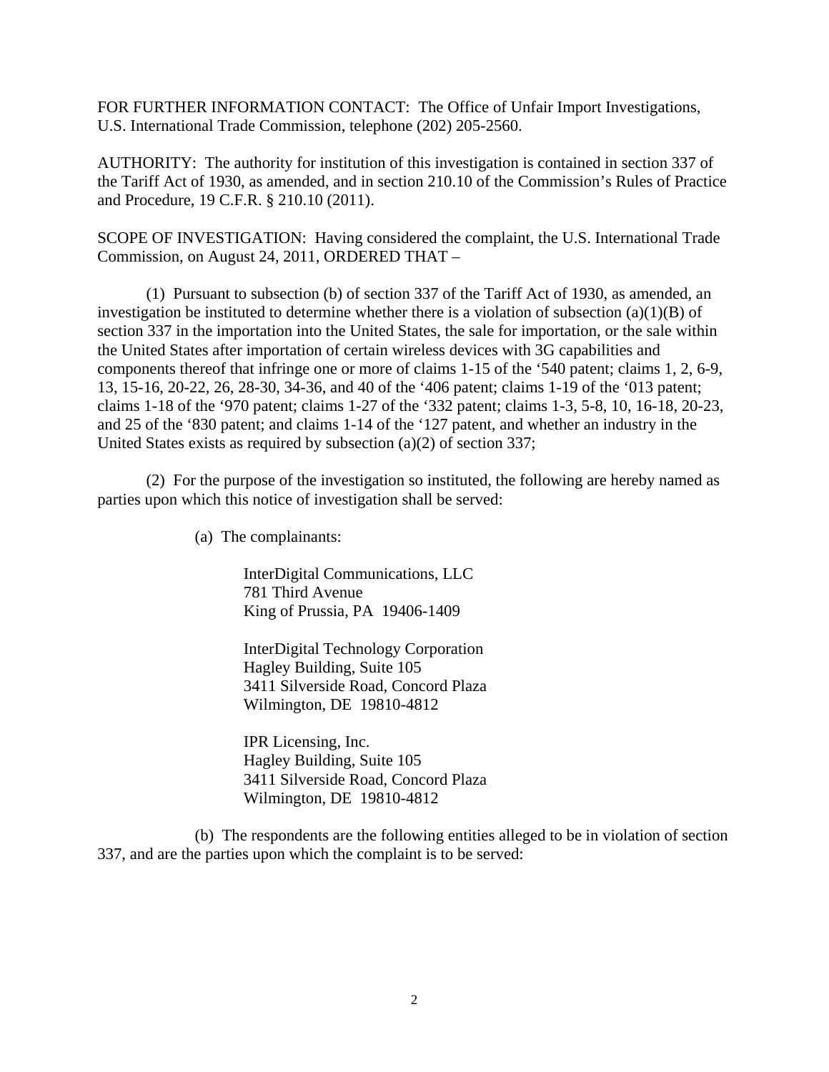FOR FURTHER INFORMATION CONTACT: The Office of Unfair Import Investigations, U.S. International Trade Commission, telephone (202) 205-2560.

AUTHORITY: The authority for institution of this investigation is contained in section 337 of the Tariff Act of 1930, as amended, and in section 210.10 of the Commission's Rules of Practice and Procedure, 19 C.F.R. § 210.10 (2011).

SCOPE OF INVESTIGATION: Having considered the complaint, the U.S. International Trade Commission, on August 24, 2011, ORDERED THAT –

(1) Pursuant to subsection (b) of section 337 of the Tariff Act of 1930, as amended, an investigation be instituted to determine whether there is a violation of subsection (a)(1)(B) of section 337 in the importation into the United States, the sale for importation, or the sale within the United States after importation of certain wireless devices with 3G capabilities and components thereof that infringe one or more of claims 1-15 of the '540 patent; claims 1, 2, 6-9, 13, 15-16, 20-22, 26, 28-30, 34-36, and 40 of the '406 patent; claims 1-19 of the '013 patent; claims 1-18 of the '970 patent; claims 1-27 of the '332 patent; claims 1-3, 5-8, 10, 16-18, 20-23, and 25 of the '830 patent; and claims 1-14 of the '127 patent, and whether an industry in the United States exists as required by subsection (a)(2) of section 337;

(2) For the purpose of the investigation so instituted, the following are hereby named as parties upon which this notice of investigation shall be served:

(a) The complainants:

InterDigital Communications, LLC
781 Third Avenue
King of Prussia, PA 19406-1409

InterDigital Technology Corporation
Hagley Building, Suite 105
3411 Silverside Road, Concord Plaza
Wilmington, DE 19810-4812

IPR Licensing, Inc.
Hagley Building, Suite 105
3411 Silverside Road, Concord Plaza
Wilmington, DE 19810-4812

(b) The respondents are the following entities alleged to be in violation of section 337, and are the parties upon which the complaint is to be served: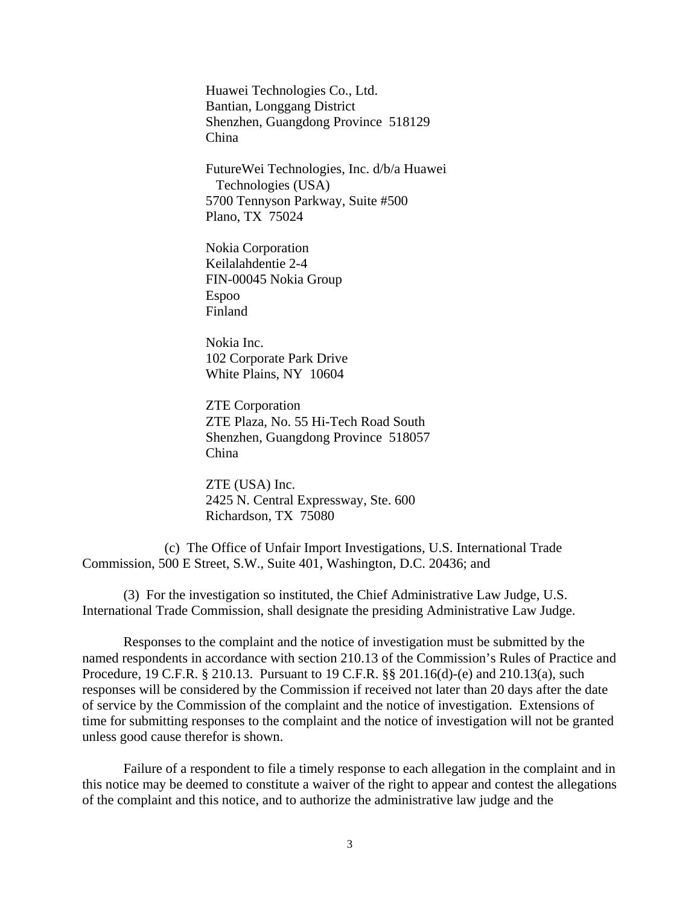Huawei Technologies Co., Ltd.
Bantian, Longgang District
Shenzhen, Guangdong Province 518129
China

FutureWei Technologies, Inc. d/b/a Huawei
Technologies (USA)
5700 Tennyson Parkway, Suite #500
Plano, TX 75024

Nokia Corporation
Keilalahdentie 2-4
FIN-00045 Nokia Group
Espoo
Finland

Nokia Inc.
102 Corporate Park Drive
White Plains, NY 10604

ZTE Corporation
ZTE Plaza, No. 55 Hi-Tech Road South
Shenzhen, Guangdong Province 518057
China

ZTE (USA) Inc.
2425 N. Central Expressway, Ste. 600
Richardson, TX 75080

(c) The Office of Unfair Import Investigations, U.S. International Trade Commission, 500 E Street, S.W., Suite 401, Washington, D.C. 20436; and

(3) For the investigation so instituted, the Chief Administrative Law Judge, U.S. International Trade Commission, shall designate the presiding Administrative Law Judge.

Responses to the complaint and the notice of investigation must be submitted by the named respondents in accordance with section 210.13 of the Commission's Rules of Practice and Procedure, 19 C.F.R. § 210.13. Pursuant to 19 C.F.R. §§ 201.16(d)-(e) and 210.13(a), such responses will be considered by the Commission if received not later than 20 days after the date of service by the Commission of the complaint and the notice of investigation. Extensions of time for submitting responses to the complaint and the notice of investigation will not be granted unless good cause therefor is shown.

Failure of a respondent to file a timely response to each allegation in the complaint and in this notice may be deemed to constitute a waiver of the right to appear and contest the allegations of the complaint and this notice, and to authorize the administrative law judge and the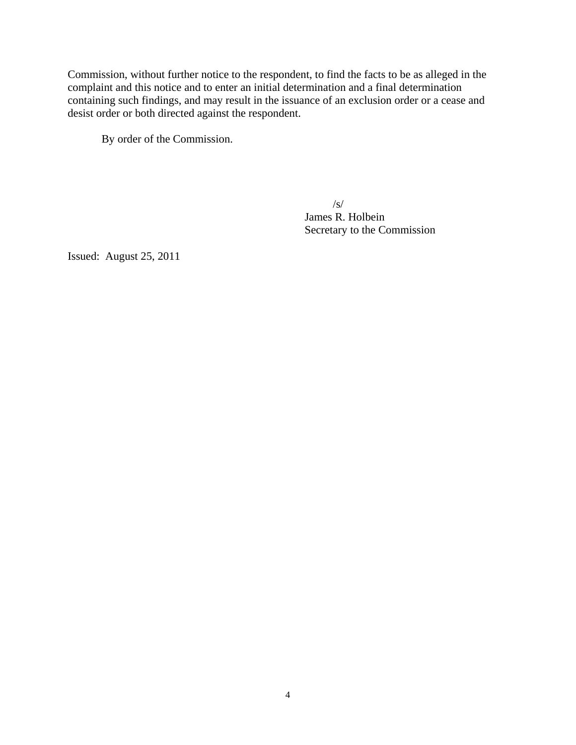Commission, without further notice to the respondent, to find the facts to be as alleged in the complaint and this notice and to enter an initial determination and a final determination containing such findings, and may result in the issuance of an exclusion order or a cease and desist order or both directed against the respondent.

By order of the Commission.

/s/
James R. Holbein
Secretary to the Commission

Issued: August 25, 2011